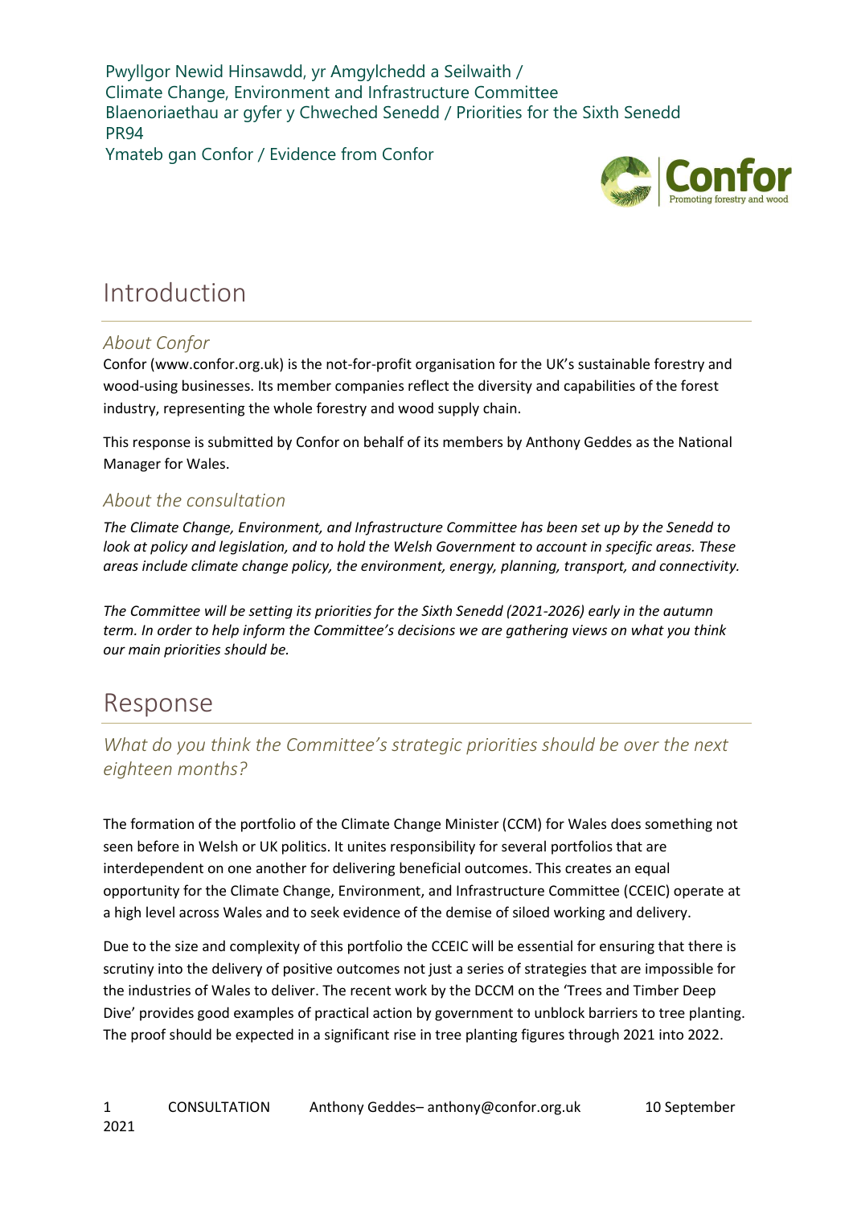Pwyllgor Newid Hinsawdd, yr Amgylchedd a Seilwaith /
Climate Change, Environment and Infrastructure Committee
Blaenoriaethau ar gyfer y Chweched Senedd / Priorities for the Sixth Senedd
PR94
Ymateb gan Confor / Evidence from Confor

# Introduction

## *About Confor*

Confor (www.confor.org.uk) is the not-for-profit organisation for the UK's sustainable forestry and wood-using businesses. Its member companies reflect the diversity and capabilities of the forest industry, representing the whole forestry and wood supply chain.

This response is submitted by Confor on behalf of its members by Anthony Geddes as the National Manager for Wales.

## *About the consultation*

*The Climate Change, Environment, and Infrastructure Committee has been set up by the Senedd to look at policy and legislation, and to hold the Welsh Government to account in specific areas. These areas include climate change policy, the environment, energy, planning, transport, and connectivity.*

*The Committee will be setting its priorities for the Sixth Senedd (2021-2026) early in the autumn term. In order to help inform the Committee's decisions we are gathering views on what you think our main priorities should be.*

# Response

## *What do you think the Committee's strategic priorities should be over the next eighteen months?*

The formation of the portfolio of the Climate Change Minister (CCM) for Wales does something not seen before in Welsh or UK politics. It unites responsibility for several portfolios that are interdependent on one another for delivering beneficial outcomes. This creates an equal opportunity for the Climate Change, Environment, and Infrastructure Committee (CCEIC) operate at a high level across Wales and to seek evidence of the demise of siloed working and delivery.

Due to the size and complexity of this portfolio the CCEIC will be essential for ensuring that there is scrutiny into the delivery of positive outcomes not just a series of strategies that are impossible for the industries of Wales to deliver. The recent work by the DCCM on the 'Trees and Timber Deep Dive' provides good examples of practical action by government to unblock barriers to tree planting. The proof should be expected in a significant rise in tree planting figures through 2021 into 2022.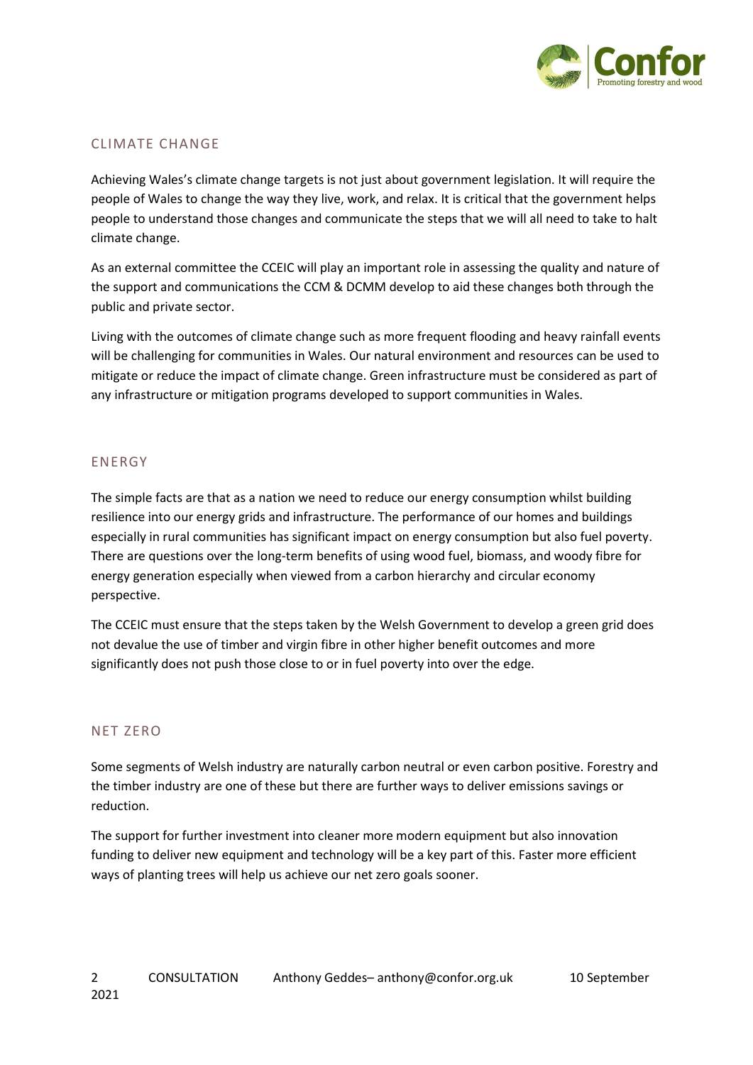## CLIMATE CHANGE

Achieving Wales's climate change targets is not just about government legislation. It will require the people of Wales to change the way they live, work, and relax. It is critical that the government helps people to understand those changes and communicate the steps that we will all need to take to halt climate change.

As an external committee the CCEIC will play an important role in assessing the quality and nature of the support and communications the CCM & DCMM develop to aid these changes both through the public and private sector.

Living with the outcomes of climate change such as more frequent flooding and heavy rainfall events will be challenging for communities in Wales. Our natural environment and resources can be used to mitigate or reduce the impact of climate change. Green infrastructure must be considered as part of any infrastructure or mitigation programs developed to support communities in Wales.

## ENERGY

The simple facts are that as a nation we need to reduce our energy consumption whilst building resilience into our energy grids and infrastructure. The performance of our homes and buildings especially in rural communities has significant impact on energy consumption but also fuel poverty. There are questions over the long-term benefits of using wood fuel, biomass, and woody fibre for energy generation especially when viewed from a carbon hierarchy and circular economy perspective.

The CCEIC must ensure that the steps taken by the Welsh Government to develop a green grid does not devalue the use of timber and virgin fibre in other higher benefit outcomes and more significantly does not push those close to or in fuel poverty into over the edge.

## NET ZERO

Some segments of Welsh industry are naturally carbon neutral or even carbon positive. Forestry and the timber industry are one of these but there are further ways to deliver emissions savings or reduction.

The support for further investment into cleaner more modern equipment but also innovation funding to deliver new equipment and technology will be a key part of this. Faster more efficient ways of planting trees will help us achieve our net zero goals sooner.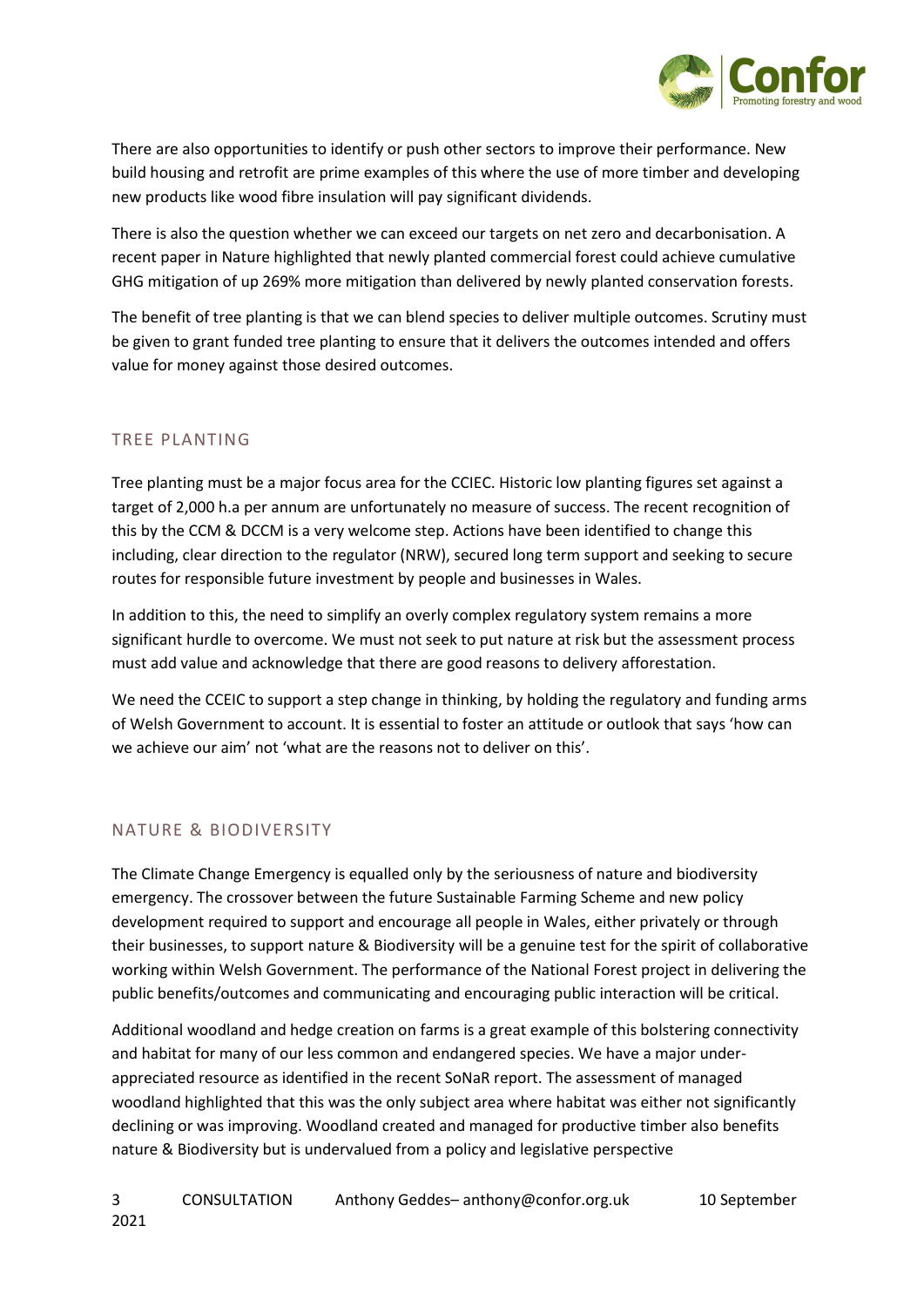There are also opportunities to identify or push other sectors to improve their performance. New build housing and retrofit are prime examples of this where the use of more timber and developing new products like wood fibre insulation will pay significant dividends.

There is also the question whether we can exceed our targets on net zero and decarbonisation. A recent paper in Nature highlighted that newly planted commercial forest could achieve cumulative GHG mitigation of up 269% more mitigation than delivered by newly planted conservation forests.

The benefit of tree planting is that we can blend species to deliver multiple outcomes. Scrutiny must be given to grant funded tree planting to ensure that it delivers the outcomes intended and offers value for money against those desired outcomes.

## TREE PLANTING

Tree planting must be a major focus area for the CCIEC. Historic low planting figures set against a target of 2,000 h.a per annum are unfortunately no measure of success. The recent recognition of this by the CCM & DCCM is a very welcome step. Actions have been identified to change this including, clear direction to the regulator (NRW), secured long term support and seeking to secure routes for responsible future investment by people and businesses in Wales.

In addition to this, the need to simplify an overly complex regulatory system remains a more significant hurdle to overcome. We must not seek to put nature at risk but the assessment process must add value and acknowledge that there are good reasons to delivery afforestation.

We need the CCEIC to support a step change in thinking, by holding the regulatory and funding arms of Welsh Government to account. It is essential to foster an attitude or outlook that says 'how can we achieve our aim' not 'what are the reasons not to deliver on this'.

## NATURE & BIODIVERSITY

The Climate Change Emergency is equalled only by the seriousness of nature and biodiversity emergency. The crossover between the future Sustainable Farming Scheme and new policy development required to support and encourage all people in Wales, either privately or through their businesses, to support nature & Biodiversity will be a genuine test for the spirit of collaborative working within Welsh Government. The performance of the National Forest project in delivering the public benefits/outcomes and communicating and encouraging public interaction will be critical.

Additional woodland and hedge creation on farms is a great example of this bolstering connectivity and habitat for many of our less common and endangered species. We have a major under-appreciated resource as identified in the recent SoNaR report. The assessment of managed woodland highlighted that this was the only subject area where habitat was either not significantly declining or was improving. Woodland created and managed for productive timber also benefits nature & Biodiversity but is undervalued from a policy and legislative perspective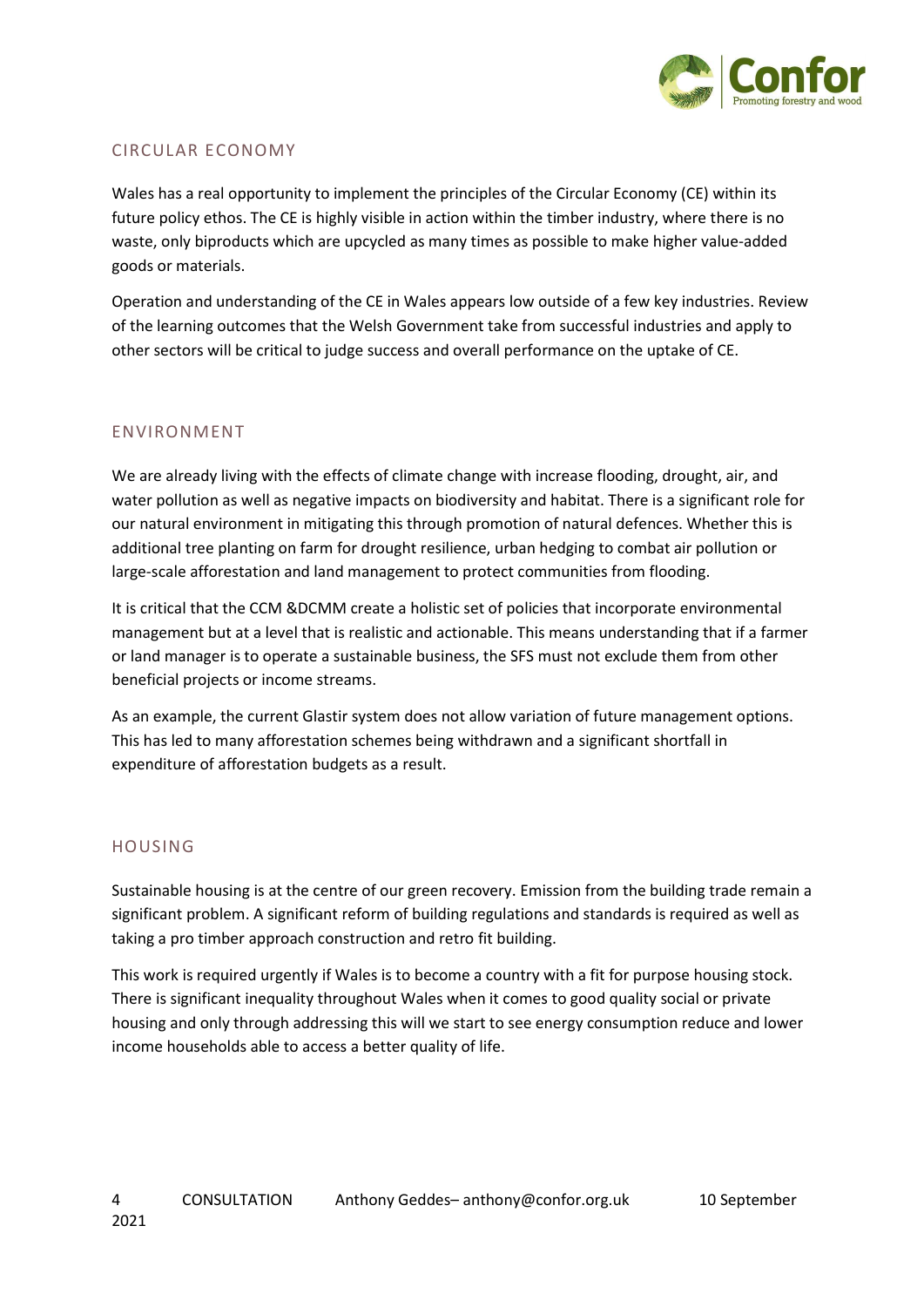## CIRCULAR ECONOMY

Wales has a real opportunity to implement the principles of the Circular Economy (CE) within its future policy ethos. The CE is highly visible in action within the timber industry, where there is no waste, only biproducts which are upcycled as many times as possible to make higher value-added goods or materials.

Operation and understanding of the CE in Wales appears low outside of a few key industries. Review of the learning outcomes that the Welsh Government take from successful industries and apply to other sectors will be critical to judge success and overall performance on the uptake of CE.

## ENVIRONMENT

We are already living with the effects of climate change with increase flooding, drought, air, and water pollution as well as negative impacts on biodiversity and habitat. There is a significant role for our natural environment in mitigating this through promotion of natural defences. Whether this is additional tree planting on farm for drought resilience, urban hedging to combat air pollution or large-scale afforestation and land management to protect communities from flooding.

It is critical that the CCM &DCMM create a holistic set of policies that incorporate environmental management but at a level that is realistic and actionable. This means understanding that if a farmer or land manager is to operate a sustainable business, the SFS must not exclude them from other beneficial projects or income streams.

As an example, the current Glastir system does not allow variation of future management options. This has led to many afforestation schemes being withdrawn and a significant shortfall in expenditure of afforestation budgets as a result.

## HOUSING

Sustainable housing is at the centre of our green recovery. Emission from the building trade remain a significant problem. A significant reform of building regulations and standards is required as well as taking a pro timber approach construction and retro fit building.

This work is required urgently if Wales is to become a country with a fit for purpose housing stock. There is significant inequality throughout Wales when it comes to good quality social or private housing and only through addressing this will we start to see energy consumption reduce and lower income households able to access a better quality of life.